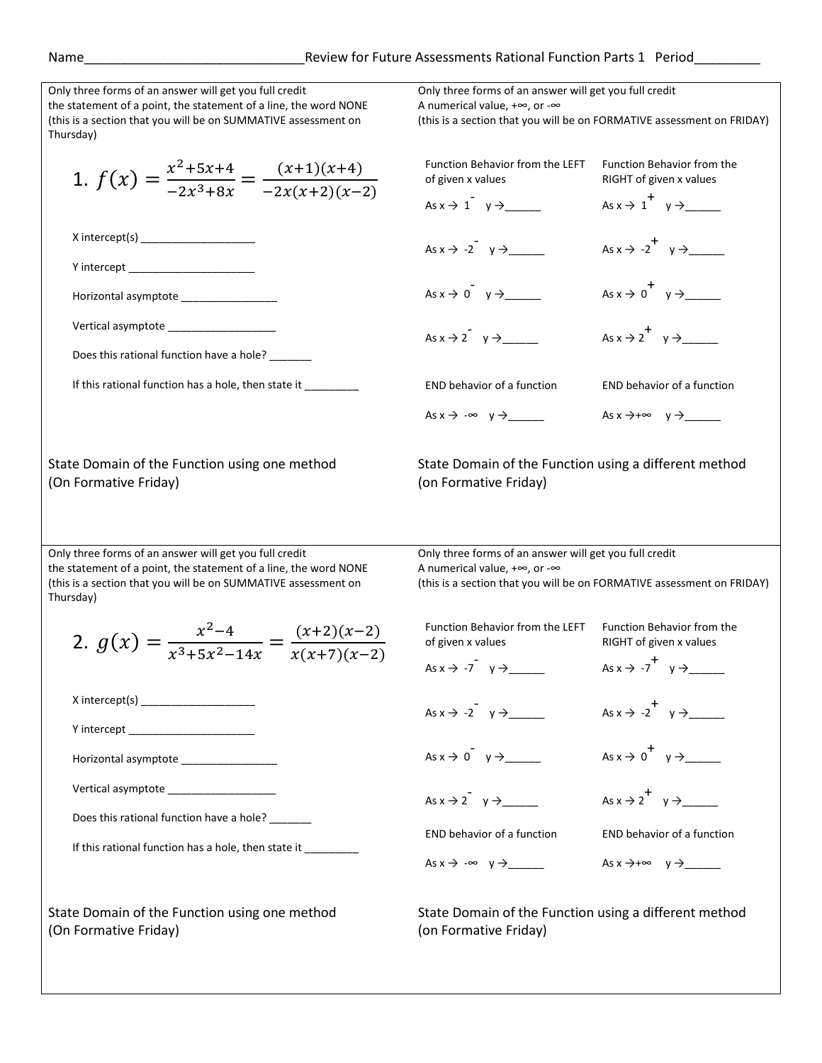Name_______________________________Review for Future Assessments Rational Function Parts 1 Period_________

Only three forms of an answer will get you full credit
the statement of a point, the statement of a line, the word NONE
(this is a section that you will be on SUMMATIVE assessment on Thursday)

$$1.\ f(x) = \frac{x^2+5x+4}{-2x^3+8x} = \frac{(x+1)(x+4)}{-2x(x+2)(x-2)}$$

X intercept(s) ___________________

Y intercept _____________________

Horizontal asymptote ________________

Vertical asymptote __________________

Does this rational function have a hole? _______

If this rational function has a hole, then state it _________

Only three forms of an answer will get you full credit
A numerical value, $+\infty$, or $-\infty$
(this is a section that you will be on FORMATIVE assessment on FRIDAY)

| Function Behavior from the LEFT of given x values | Function Behavior from the RIGHT of given x values |
|---|---|
| As $x \to 1^-$ $y \to$______ | As $x \to 1^+$ $y \to$______ |
| As $x \to -2^-$ $y \to$______ | As $x \to -2^+$ $y \to$______ |
| As $x \to 0^-$ $y \to$______ | As $x \to 0^+$ $y \to$______ |
| As $x \to 2^-$ $y \to$______ | As $x \to 2^+$ $y \to$______ |
| END behavior of a function | END behavior of a function |
| As $x \to -\infty$ $y \to$______ | As $x \to +\infty$ $y \to$______ |

State Domain of the Function using one method
(On Formative Friday)

State Domain of the Function using a different method
(on Formative Friday)

---

Only three forms of an answer will get you full credit
the statement of a point, the statement of a line, the word NONE
(this is a section that you will be on SUMMATIVE assessment on Thursday)

$$2.\ g(x) = \frac{x^2-4}{x^3+5x^2-14x} = \frac{(x+2)(x-2)}{x(x+7)(x-2)}$$

X intercept(s) ___________________

Y intercept _____________________

Horizontal asymptote ________________

Vertical asymptote __________________

Does this rational function have a hole? _______

If this rational function has a hole, then state it _________

Only three forms of an answer will get you full credit
A numerical value, $+\infty$, or $-\infty$
(this is a section that you will be on FORMATIVE assessment on FRIDAY)

| Function Behavior from the LEFT of given x values | Function Behavior from the RIGHT of given x values |
|---|---|
| As $x \to -7^-$ $y \to$______ | As $x \to -7^+$ $y \to$______ |
| As $x \to -2^-$ $y \to$______ | As $x \to -2^+$ $y \to$______ |
| As $x \to 0^-$ $y \to$______ | As $x \to 0^+$ $y \to$______ |
| As $x \to 2^-$ $y \to$______ | As $x \to 2^+$ $y \to$______ |
| END behavior of a function | END behavior of a function |
| As $x \to -\infty$ $y \to$______ | As $x \to +\infty$ $y \to$______ |

State Domain of the Function using one method
(On Formative Friday)

State Domain of the Function using a different method
(on Formative Friday)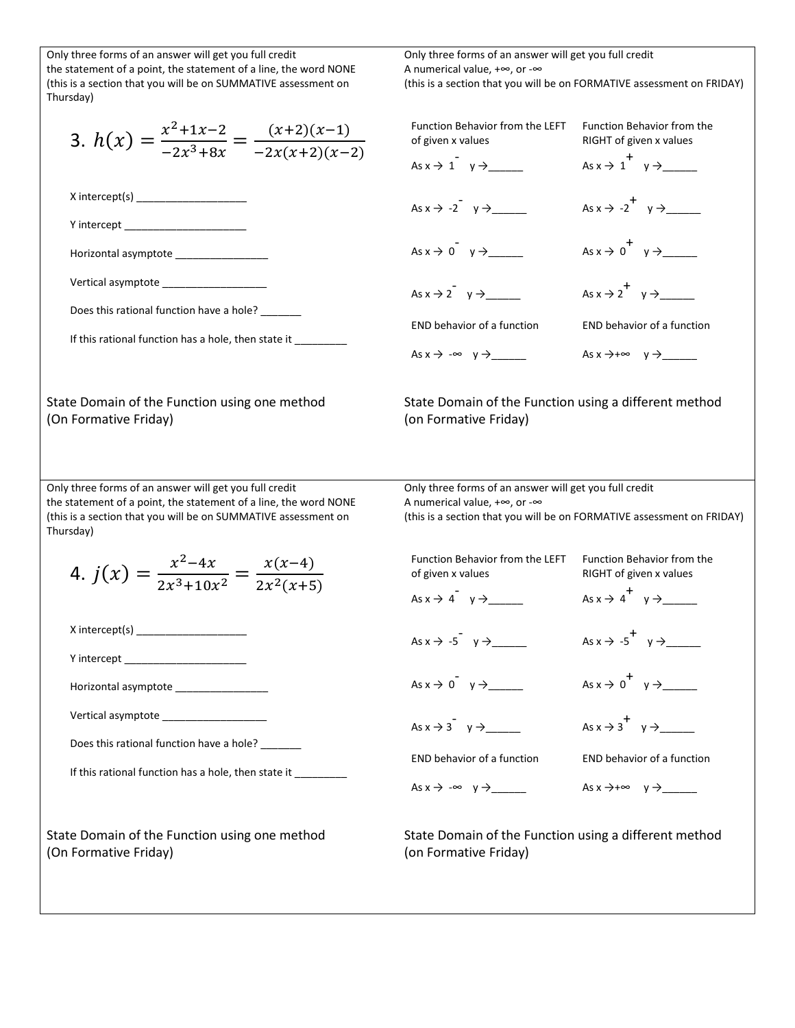Only three forms of an answer will get you full credit
the statement of a point, the statement of a line, the word NONE
(this is a section that you will be on SUMMATIVE assessment on Thursday)

3. $h(x) = \frac{x^2+1x-2}{-2x^3+8x} = \frac{(x+2)(x-1)}{-2x(x+2)(x-2)}$

X intercept(s) ___________________

Y intercept _____________________

Horizontal asymptote ________________

Vertical asymptote __________________

Does this rational function have a hole? _______

If this rational function has a hole, then state it _________

Only three forms of an answer will get you full credit
A numerical value, +∞, or -∞
(this is a section that you will be on FORMATIVE assessment on FRIDAY)

| Function Behavior from the LEFT of given x values | Function Behavior from the RIGHT of given x values |
|---|---|
| As x → $1^-$ y →______ | As x → $1^+$ y →______ |
| As x → $-2^-$ y →______ | As x → $-2^+$ y →______ |
| As x → $0^-$ y →______ | As x → $0^+$ y →______ |
| As x → $2^-$ y →______ | As x → $2^+$ y →______ |
| END behavior of a function | END behavior of a function |
| As x → -∞ y →______ | As x →+∞ y →______ |

State Domain of the Function using one method
(On Formative Friday)

State Domain of the Function using a different method
(on Formative Friday)

---

Only three forms of an answer will get you full credit
the statement of a point, the statement of a line, the word NONE
(this is a section that you will be on SUMMATIVE assessment on Thursday)

4. $j(x) = \frac{x^2-4x}{2x^3+10x^2} = \frac{x(x-4)}{2x^2(x+5)}$

X intercept(s) ___________________

Y intercept _____________________

Horizontal asymptote ________________

Vertical asymptote __________________

Does this rational function have a hole? _______

If this rational function has a hole, then state it _________

Only three forms of an answer will get you full credit
A numerical value, +∞, or -∞
(this is a section that you will be on FORMATIVE assessment on FRIDAY)

| Function Behavior from the LEFT of given x values | Function Behavior from the RIGHT of given x values |
|---|---|
| As x → $4^-$ y →______ | As x → $4^+$ y →______ |
| As x → $-5^-$ y →______ | As x → $-5^+$ y →______ |
| As x → $0^-$ y →______ | As x → $0^+$ y →______ |
| As x → $3^-$ y →______ | As x → $3^+$ y →______ |
| END behavior of a function | END behavior of a function |
| As x → -∞ y →______ | As x →+∞ y →______ |

State Domain of the Function using one method
(On Formative Friday)

State Domain of the Function using a different method
(on Formative Friday)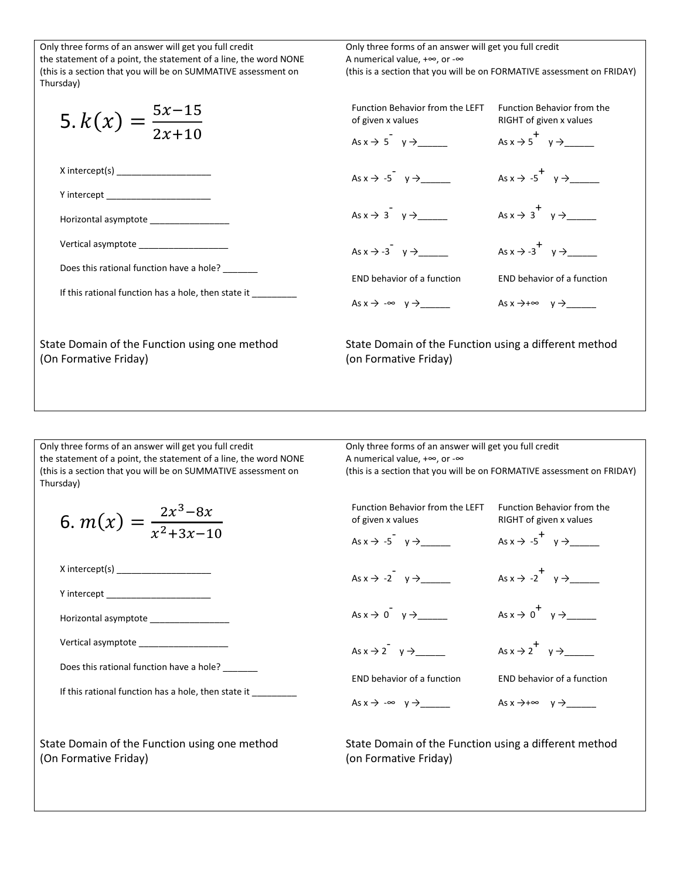Only three forms of an answer will get you full credit
the statement of a point, the statement of a line, the word NONE
(this is a section that you will be on SUMMATIVE assessment on Thursday)

$$5.\ k(x) = \frac{5x-15}{2x+10}$$

X intercept(s) ___________________

Y intercept _____________________

Horizontal asymptote ________________

Vertical asymptote __________________

Does this rational function have a hole? _______

If this rational function has a hole, then state it _________

Only three forms of an answer will get you full credit
A numerical value, +∞, or -∞
(this is a section that you will be on FORMATIVE assessment on FRIDAY)

| Function Behavior from the LEFT of given x values | Function Behavior from the RIGHT of given x values |
|---|---|
| As $x \to 5^-$ $y \to$______ | As $x \to 5^+$ $y \to$______ |
| As $x \to -5^-$ $y \to$______ | As $x \to -5^+$ $y \to$______ |
| As $x \to 3^-$ $y \to$______ | As $x \to 3^+$ $y \to$______ |
| As $x \to -3^-$ $y \to$______ | As $x \to -3^+$ $y \to$______ |
| END behavior of a function | END behavior of a function |
| As $x \to -\infty$ $y \to$______ | As $x \to +\infty$ $y \to$______ |

State Domain of the Function using one method
(On Formative Friday)

State Domain of the Function using a different method
(on Formative Friday)

---

Only three forms of an answer will get you full credit
the statement of a point, the statement of a line, the word NONE
(this is a section that you will be on SUMMATIVE assessment on Thursday)

$$6.\ m(x) = \frac{2x^3-8x}{x^2+3x-10}$$

X intercept(s) ___________________

Y intercept _____________________

Horizontal asymptote ________________

Vertical asymptote __________________

Does this rational function have a hole? _______

If this rational function has a hole, then state it _________

Only three forms of an answer will get you full credit
A numerical value, +∞, or -∞
(this is a section that you will be on FORMATIVE assessment on FRIDAY)

| Function Behavior from the LEFT of given x values | Function Behavior from the RIGHT of given x values |
|---|---|
| As $x \to -5^-$ $y \to$______ | As $x \to -5^+$ $y \to$______ |
| As $x \to -2^-$ $y \to$______ | As $x \to -2^+$ $y \to$______ |
| As $x \to 0^-$ $y \to$______ | As $x \to 0^+$ $y \to$______ |
| As $x \to 2^-$ $y \to$______ | As $x \to 2^+$ $y \to$______ |
| END behavior of a function | END behavior of a function |
| As $x \to -\infty$ $y \to$______ | As $x \to +\infty$ $y \to$______ |

State Domain of the Function using one method
(On Formative Friday)

State Domain of the Function using a different method
(on Formative Friday)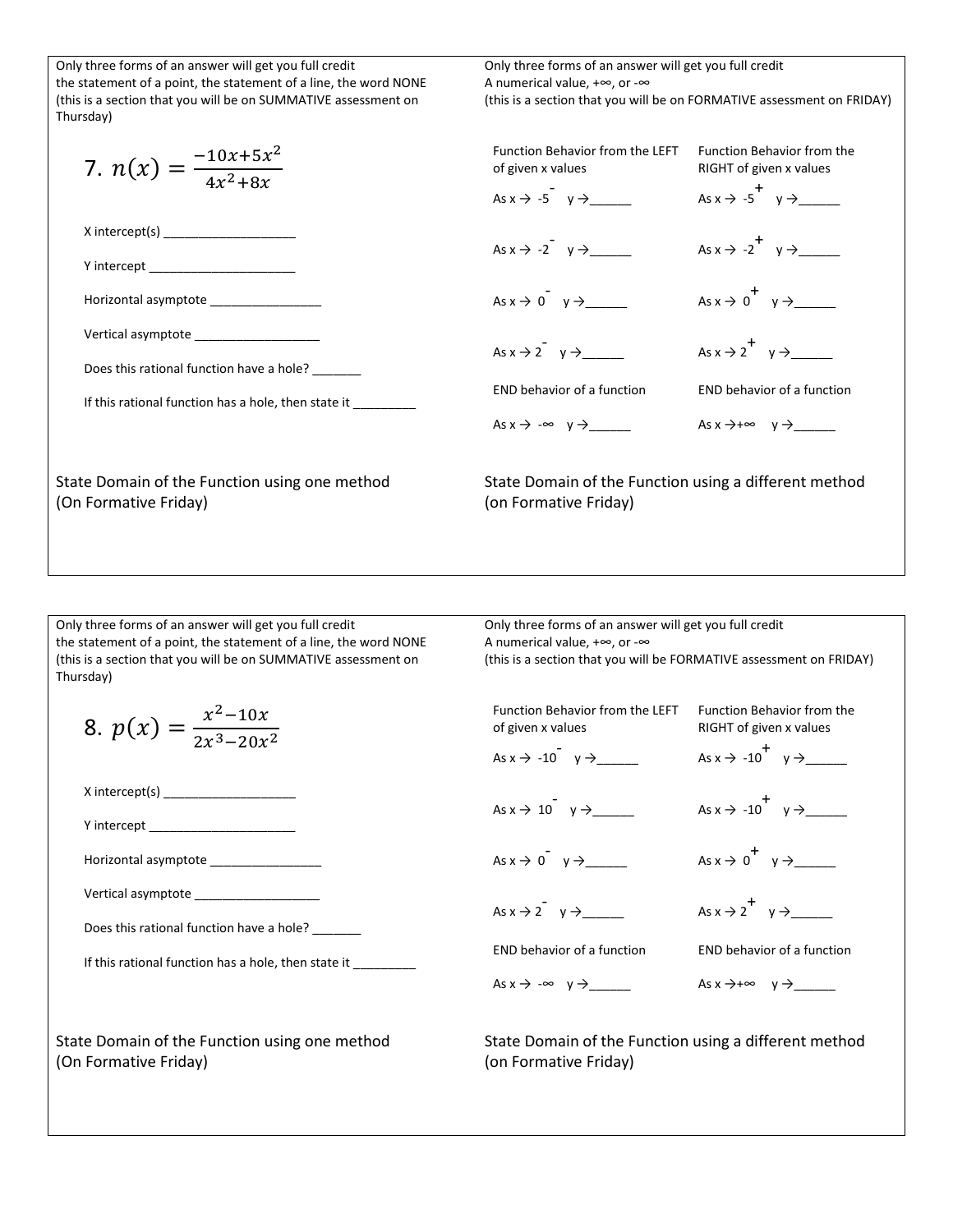Only three forms of an answer will get you full credit
the statement of a point, the statement of a line, the word NONE
(this is a section that you will be on SUMMATIVE assessment on Thursday)

7. $n(x) = \frac{-10x+5x^2}{4x^2+8x}$

X intercept(s) ___________________

Y intercept _____________________

Horizontal asymptote ________________

Vertical asymptote __________________

Does this rational function have a hole? _______

If this rational function has a hole, then state it _________

Only three forms of an answer will get you full credit
A numerical value, +∞, or -∞
(this is a section that you will be on FORMATIVE assessment on FRIDAY)

| Function Behavior from the LEFT of given x values | Function Behavior from the RIGHT of given x values |
|---|---|
| As x → $-5^-$ y →______ | As x → $-5^+$ y →______ |
| As x → $-2^-$ y →______ | As x → $-2^+$ y →______ |
| As x → $0^-$ y →______ | As x → $0^+$ y →______ |
| As x → $2^-$ y →______ | As x → $2^+$ y →______ |
| END behavior of a function | END behavior of a function |
| As x → -∞ y →______ | As x →+∞ y →______ |

State Domain of the Function using one method
(On Formative Friday)

State Domain of the Function using a different method
(on Formative Friday)

---

Only three forms of an answer will get you full credit
the statement of a point, the statement of a line, the word NONE
(this is a section that you will be on SUMMATIVE assessment on Thursday)

8. $p(x) = \frac{x^2-10x}{2x^3-20x^2}$

X intercept(s) ___________________

Y intercept _____________________

Horizontal asymptote ________________

Vertical asymptote __________________

Does this rational function have a hole? _______

If this rational function has a hole, then state it _________

Only three forms of an answer will get you full credit
A numerical value, +∞, or -∞
(this is a section that you will be FORMATIVE assessment on FRIDAY)

| Function Behavior from the LEFT of given x values | Function Behavior from the RIGHT of given x values |
|---|---|
| As x → $-10^-$ y →______ | As x → $-10^+$ y →______ |
| As x → $10^-$ y →______ | As x → $-10^+$ y →______ |
| As x → $0^-$ y →______ | As x → $0^+$ y →______ |
| As x → $2^-$ y →______ | As x → $2^+$ y →______ |
| END behavior of a function | END behavior of a function |
| As x → -∞ y →______ | As x →+∞ y →______ |

State Domain of the Function using one method
(On Formative Friday)

State Domain of the Function using a different method
(on Formative Friday)